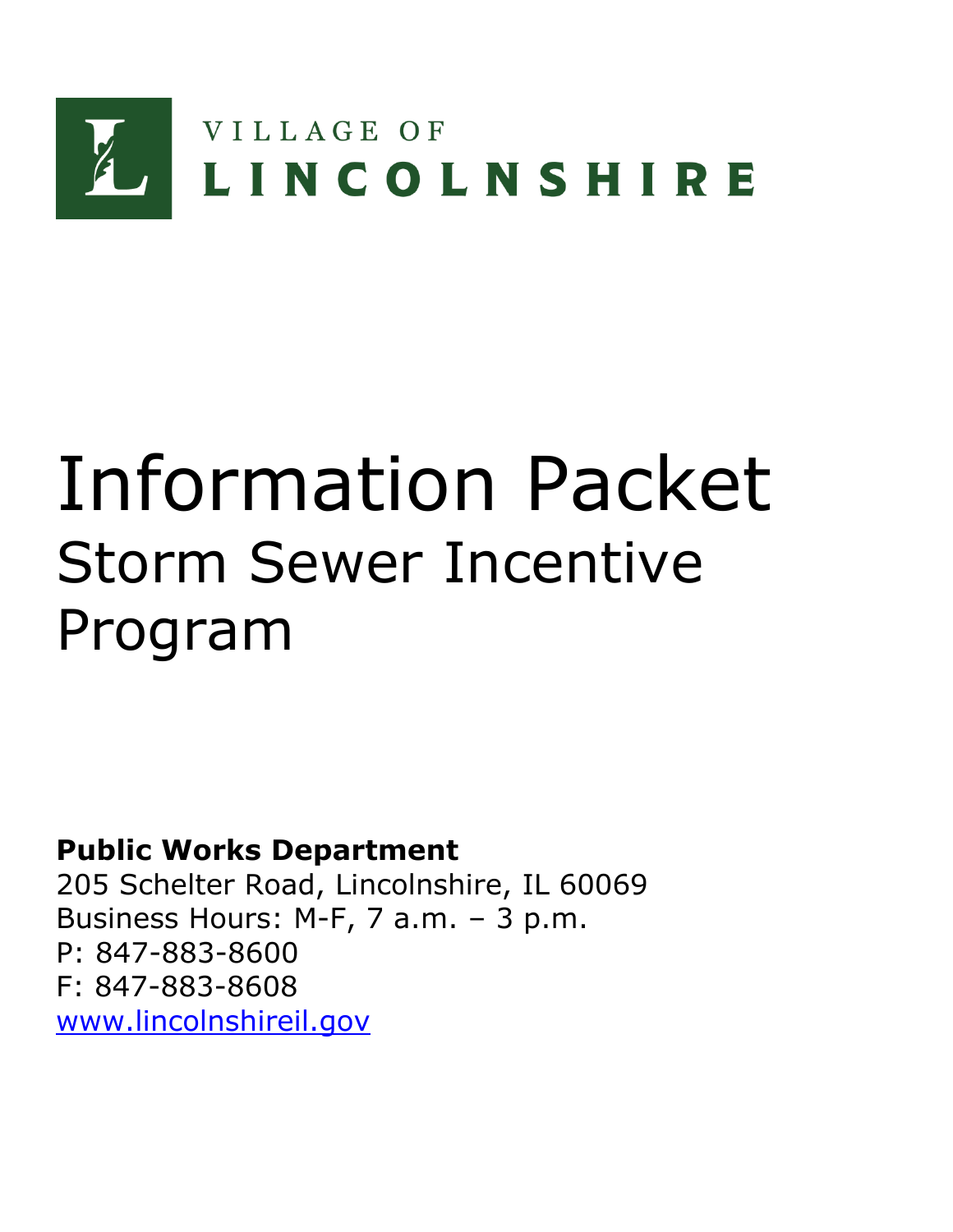VILLAGE OF
**LINCOLNSHIRE**

# Information Packet

## Storm Sewer Incentive Program

**Public Works Department**
205 Schelter Road, Lincolnshire, IL 60069
Business Hours: M-F, 7 a.m. – 3 p.m.
P: 847-883-8600
F: 847-883-8608
[www.lincolnshireil.gov](http://www.lincolnshireil.gov)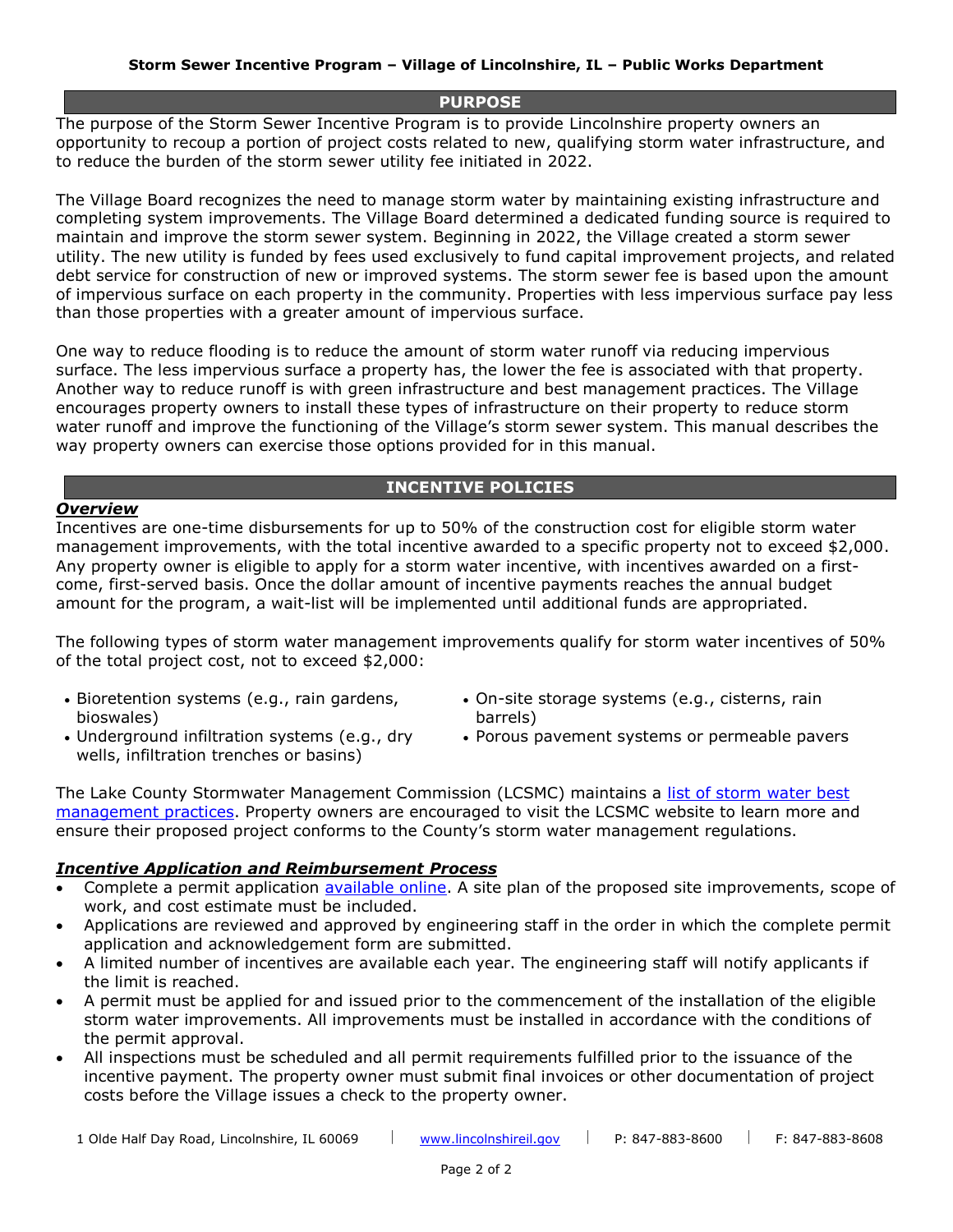## PURPOSE

The purpose of the Storm Sewer Incentive Program is to provide Lincolnshire property owners an opportunity to recoup a portion of project costs related to new, qualifying storm water infrastructure, and to reduce the burden of the storm sewer utility fee initiated in 2022.

The Village Board recognizes the need to manage storm water by maintaining existing infrastructure and completing system improvements. The Village Board determined a dedicated funding source is required to maintain and improve the storm sewer system. Beginning in 2022, the Village created a storm sewer utility. The new utility is funded by fees used exclusively to fund capital improvement projects, and related debt service for construction of new or improved systems. The storm sewer fee is based upon the amount of impervious surface on each property in the community. Properties with less impervious surface pay less than those properties with a greater amount of impervious surface.

One way to reduce flooding is to reduce the amount of storm water runoff via reducing impervious surface. The less impervious surface a property has, the lower the fee is associated with that property. Another way to reduce runoff is with green infrastructure and best management practices. The Village encourages property owners to install these types of infrastructure on their property to reduce storm water runoff and improve the functioning of the Village's storm sewer system. This manual describes the way property owners can exercise those options provided for in this manual.

## INCENTIVE POLICIES

***Overview***

Incentives are one-time disbursements for up to 50% of the construction cost for eligible storm water management improvements, with the total incentive awarded to a specific property not to exceed $2,000. Any property owner is eligible to apply for a storm water incentive, with incentives awarded on a first-come, first-served basis. Once the dollar amount of incentive payments reaches the annual budget amount for the program, a wait-list will be implemented until additional funds are appropriated.

The following types of storm water management improvements qualify for storm water incentives of 50% of the total project cost, not to exceed $2,000:

- Bioretention systems (e.g., rain gardens, bioswales)
- Underground infiltration systems (e.g., dry wells, infiltration trenches or basins)
- On-site storage systems (e.g., cisterns, rain barrels)
- Porous pavement systems or permeable pavers

The Lake County Stormwater Management Commission (LCSMC) maintains a list of storm water best management practices. Property owners are encouraged to visit the LCSMC website to learn more and ensure their proposed project conforms to the County's storm water management regulations.

***Incentive Application and Reimbursement Process***

- Complete a permit application available online. A site plan of the proposed site improvements, scope of work, and cost estimate must be included.
- Applications are reviewed and approved by engineering staff in the order in which the complete permit application and acknowledgement form are submitted.
- A limited number of incentives are available each year. The engineering staff will notify applicants if the limit is reached.
- A permit must be applied for and issued prior to the commencement of the installation of the eligible storm water improvements. All improvements must be installed in accordance with the conditions of the permit approval.
- All inspections must be scheduled and all permit requirements fulfilled prior to the issuance of the incentive payment. The property owner must submit final invoices or other documentation of project costs before the Village issues a check to the property owner.